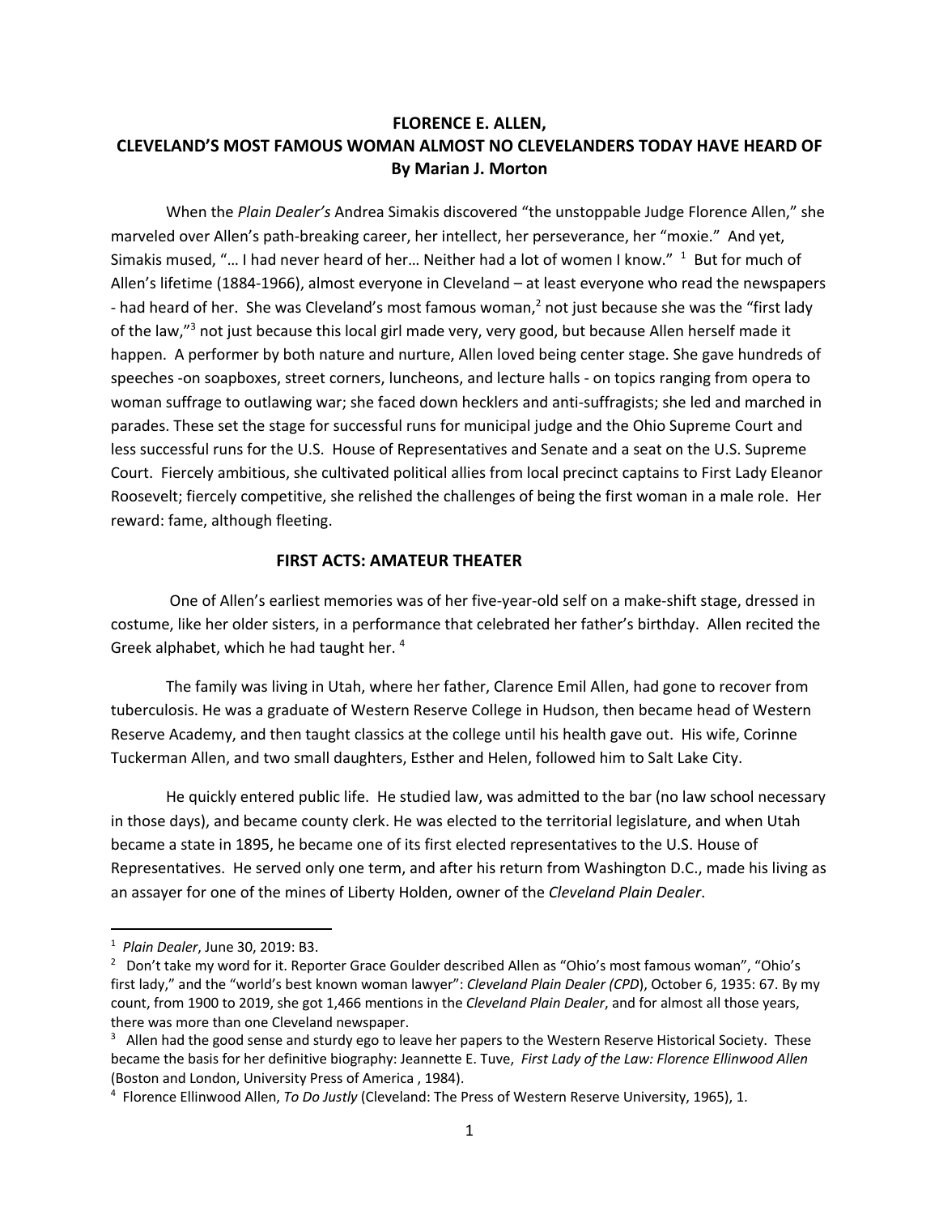# FLORENCE E. ALLEN,
# CLEVELAND'S MOST FAMOUS WOMAN ALMOST NO CLEVELANDERS TODAY HAVE HEARD OF

**By Marian J. Morton**

When the *Plain Dealer's* Andrea Simakis discovered "the unstoppable Judge Florence Allen," she marveled over Allen's path-breaking career, her intellect, her perseverance, her "moxie." And yet, Simakis mused, "… I had never heard of her… Neither had a lot of women I know." [1] But for much of Allen's lifetime (1884-1966), almost everyone in Cleveland – at least everyone who read the newspapers - had heard of her. She was Cleveland's most famous woman,[2] not just because she was the "first lady of the law,"[3] not just because this local girl made very, very good, but because Allen herself made it happen. A performer by both nature and nurture, Allen loved being center stage. She gave hundreds of speeches -on soapboxes, street corners, luncheons, and lecture halls - on topics ranging from opera to woman suffrage to outlawing war; she faced down hecklers and anti-suffragists; she led and marched in parades. These set the stage for successful runs for municipal judge and the Ohio Supreme Court and less successful runs for the U.S. House of Representatives and Senate and a seat on the U.S. Supreme Court. Fiercely ambitious, she cultivated political allies from local precinct captains to First Lady Eleanor Roosevelt; fiercely competitive, she relished the challenges of being the first woman in a male role. Her reward: fame, although fleeting.

## FIRST ACTS: AMATEUR THEATER

One of Allen's earliest memories was of her five-year-old self on a make-shift stage, dressed in costume, like her older sisters, in a performance that celebrated her father's birthday. Allen recited the Greek alphabet, which he had taught her. [4]

The family was living in Utah, where her father, Clarence Emil Allen, had gone to recover from tuberculosis. He was a graduate of Western Reserve College in Hudson, then became head of Western Reserve Academy, and then taught classics at the college until his health gave out. His wife, Corinne Tuckerman Allen, and two small daughters, Esther and Helen, followed him to Salt Lake City.

He quickly entered public life. He studied law, was admitted to the bar (no law school necessary in those days), and became county clerk. He was elected to the territorial legislature, and when Utah became a state in 1895, he became one of its first elected representatives to the U.S. House of Representatives. He served only one term, and after his return from Washington D.C., made his living as an assayer for one of the mines of Liberty Holden, owner of the *Cleveland Plain Dealer*.

---

[1] *Plain Dealer*, June 30, 2019: B3.

[2] Don't take my word for it. Reporter Grace Goulder described Allen as "Ohio's most famous woman", "Ohio's first lady," and the "world's best known woman lawyer": *Cleveland Plain Dealer (CPD)*, October 6, 1935: 67. By my count, from 1900 to 2019, she got 1,466 mentions in the *Cleveland Plain Dealer*, and for almost all those years, there was more than one Cleveland newspaper.

[3] Allen had the good sense and sturdy ego to leave her papers to the Western Reserve Historical Society. These became the basis for her definitive biography: Jeannette E. Tuve, *First Lady of the Law: Florence Ellinwood Allen* (Boston and London, University Press of America , 1984).

[4] Florence Ellinwood Allen, *To Do Justly* (Cleveland: The Press of Western Reserve University, 1965), 1.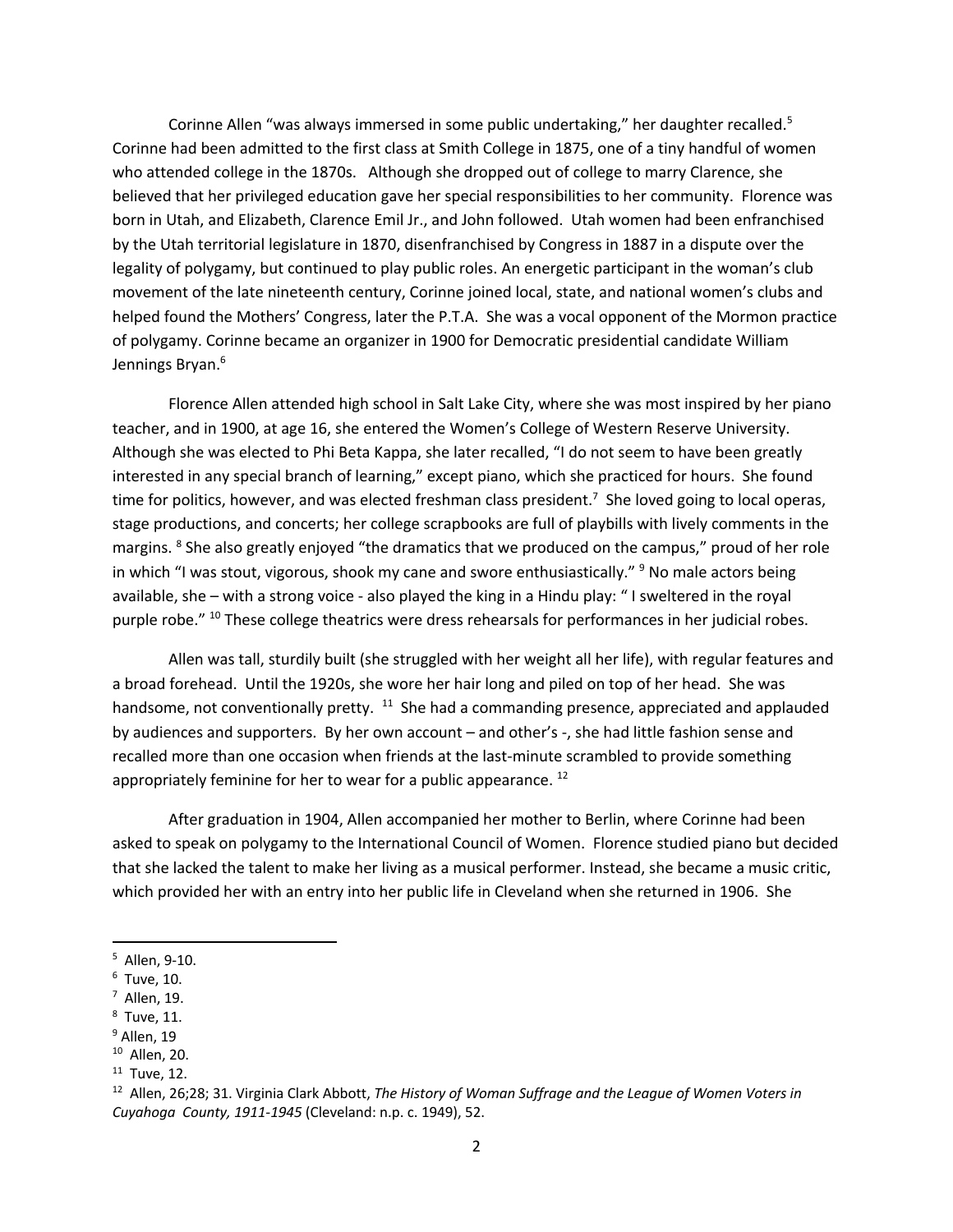Corinne Allen "was always immersed in some public undertaking," her daughter recalled.[5] Corinne had been admitted to the first class at Smith College in 1875, one of a tiny handful of women who attended college in the 1870s. Although she dropped out of college to marry Clarence, she believed that her privileged education gave her special responsibilities to her community. Florence was born in Utah, and Elizabeth, Clarence Emil Jr., and John followed. Utah women had been enfranchised by the Utah territorial legislature in 1870, disenfranchised by Congress in 1887 in a dispute over the legality of polygamy, but continued to play public roles. An energetic participant in the woman's club movement of the late nineteenth century, Corinne joined local, state, and national women's clubs and helped found the Mothers' Congress, later the P.T.A. She was a vocal opponent of the Mormon practice of polygamy. Corinne became an organizer in 1900 for Democratic presidential candidate William Jennings Bryan.[6]

Florence Allen attended high school in Salt Lake City, where she was most inspired by her piano teacher, and in 1900, at age 16, she entered the Women's College of Western Reserve University. Although she was elected to Phi Beta Kappa, she later recalled, "I do not seem to have been greatly interested in any special branch of learning," except piano, which she practiced for hours. She found time for politics, however, and was elected freshman class president.[7] She loved going to local operas, stage productions, and concerts; her college scrapbooks are full of playbills with lively comments in the margins.[8] She also greatly enjoyed "the dramatics that we produced on the campus," proud of her role in which "I was stout, vigorous, shook my cane and swore enthusiastically."[9] No male actors being available, she – with a strong voice - also played the king in a Hindu play: " I sweltered in the royal purple robe."[10] These college theatrics were dress rehearsals for performances in her judicial robes.

Allen was tall, sturdily built (she struggled with her weight all her life), with regular features and a broad forehead. Until the 1920s, she wore her hair long and piled on top of her head. She was handsome, not conventionally pretty.[11] She had a commanding presence, appreciated and applauded by audiences and supporters. By her own account – and other's -, she had little fashion sense and recalled more than one occasion when friends at the last-minute scrambled to provide something appropriately feminine for her to wear for a public appearance.[12]

After graduation in 1904, Allen accompanied her mother to Berlin, where Corinne had been asked to speak on polygamy to the International Council of Women. Florence studied piano but decided that she lacked the talent to make her living as a musical performer. Instead, she became a music critic, which provided her with an entry into her public life in Cleveland when she returned in 1906. She

---

[5] Allen, 9-10.

[6] Tuve, 10.

[7] Allen, 19.

[8] Tuve, 11.

[9] Allen, 19

[10] Allen, 20.

[11] Tuve, 12.

[12] Allen, 26;28; 31. Virginia Clark Abbott, *The History of Woman Suffrage and the League of Women Voters in Cuyahoga County, 1911-1945* (Cleveland: n.p. c. 1949), 52.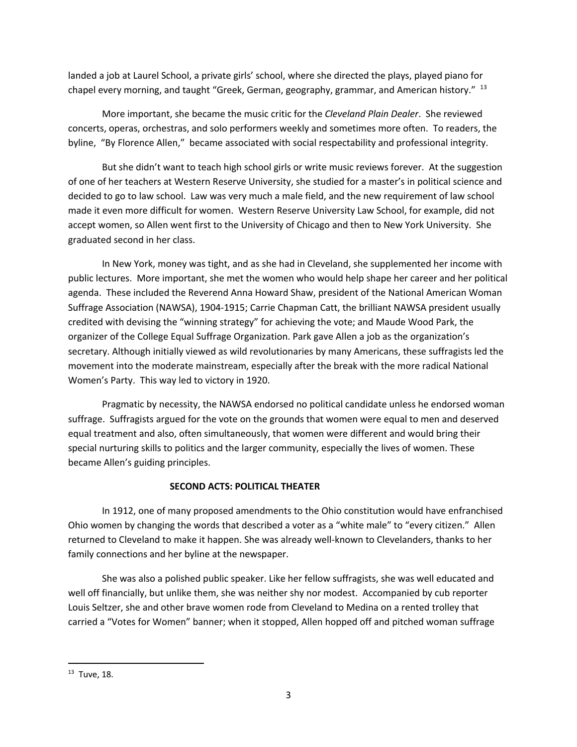landed a job at Laurel School, a private girls' school, where she directed the plays, played piano for chapel every morning, and taught "Greek, German, geography, grammar, and American history." [13]

More important, she became the music critic for the *Cleveland Plain Dealer*. She reviewed concerts, operas, orchestras, and solo performers weekly and sometimes more often. To readers, the byline, "By Florence Allen," became associated with social respectability and professional integrity.

But she didn't want to teach high school girls or write music reviews forever. At the suggestion of one of her teachers at Western Reserve University, she studied for a master's in political science and decided to go to law school. Law was very much a male field, and the new requirement of law school made it even more difficult for women. Western Reserve University Law School, for example, did not accept women, so Allen went first to the University of Chicago and then to New York University. She graduated second in her class.

In New York, money was tight, and as she had in Cleveland, she supplemented her income with public lectures. More important, she met the women who would help shape her career and her political agenda. These included the Reverend Anna Howard Shaw, president of the National American Woman Suffrage Association (NAWSA), 1904-1915; Carrie Chapman Catt, the brilliant NAWSA president usually credited with devising the "winning strategy" for achieving the vote; and Maude Wood Park, the organizer of the College Equal Suffrage Organization. Park gave Allen a job as the organization's secretary. Although initially viewed as wild revolutionaries by many Americans, these suffragists led the movement into the moderate mainstream, especially after the break with the more radical National Women's Party. This way led to victory in 1920.

Pragmatic by necessity, the NAWSA endorsed no political candidate unless he endorsed woman suffrage. Suffragists argued for the vote on the grounds that women were equal to men and deserved equal treatment and also, often simultaneously, that women were different and would bring their special nurturing skills to politics and the larger community, especially the lives of women. These became Allen's guiding principles.

## SECOND ACTS: POLITICAL THEATER

In 1912, one of many proposed amendments to the Ohio constitution would have enfranchised Ohio women by changing the words that described a voter as a "white male" to "every citizen." Allen returned to Cleveland to make it happen. She was already well-known to Clevelanders, thanks to her family connections and her byline at the newspaper.

She was also a polished public speaker. Like her fellow suffragists, she was well educated and well off financially, but unlike them, she was neither shy nor modest. Accompanied by cub reporter Louis Seltzer, she and other brave women rode from Cleveland to Medina on a rented trolley that carried a "Votes for Women" banner; when it stopped, Allen hopped off and pitched woman suffrage

[13] Tuve, 18.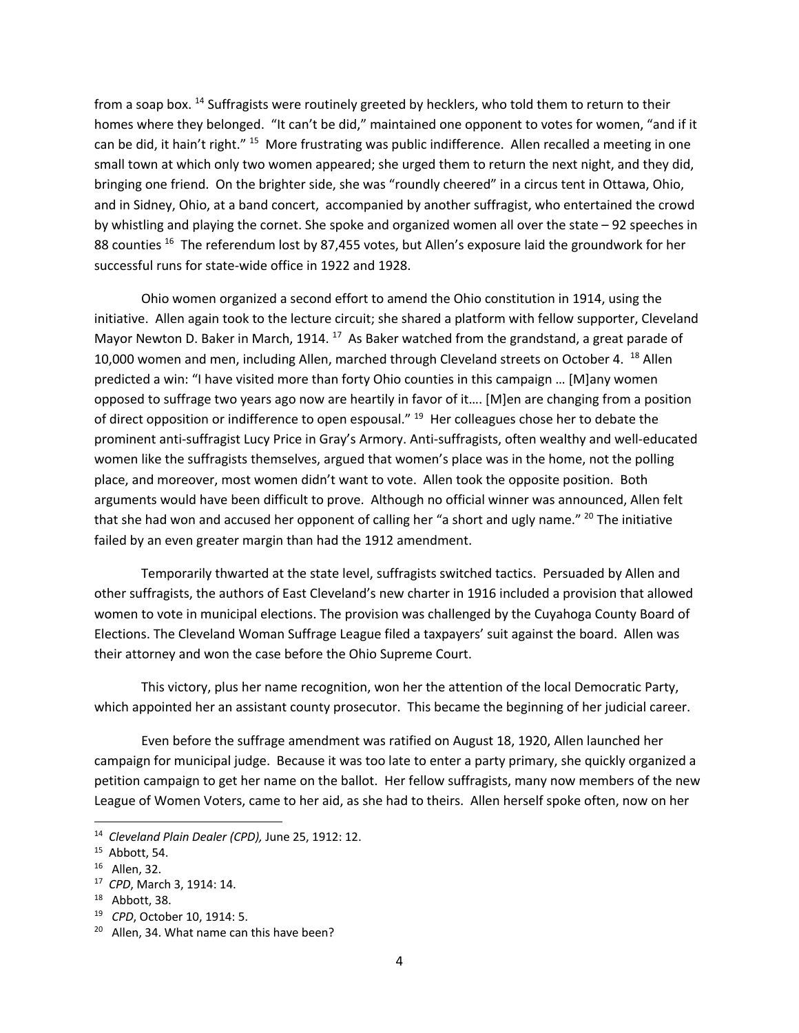from a soap box. [14] Suffragists were routinely greeted by hecklers, who told them to return to their homes where they belonged. "It can't be did," maintained one opponent to votes for women, "and if it can be did, it hain't right." [15] More frustrating was public indifference. Allen recalled a meeting in one small town at which only two women appeared; she urged them to return the next night, and they did, bringing one friend. On the brighter side, she was "roundly cheered" in a circus tent in Ottawa, Ohio, and in Sidney, Ohio, at a band concert, accompanied by another suffragist, who entertained the crowd by whistling and playing the cornet. She spoke and organized women all over the state – 92 speeches in 88 counties [16] The referendum lost by 87,455 votes, but Allen's exposure laid the groundwork for her successful runs for state-wide office in 1922 and 1928.

Ohio women organized a second effort to amend the Ohio constitution in 1914, using the initiative. Allen again took to the lecture circuit; she shared a platform with fellow supporter, Cleveland Mayor Newton D. Baker in March, 1914. [17] As Baker watched from the grandstand, a great parade of 10,000 women and men, including Allen, marched through Cleveland streets on October 4. [18] Allen predicted a win: "I have visited more than forty Ohio counties in this campaign … [M]any women opposed to suffrage two years ago now are heartily in favor of it…. [M]en are changing from a position of direct opposition or indifference to open espousal." [19] Her colleagues chose her to debate the prominent anti-suffragist Lucy Price in Gray's Armory. Anti-suffragists, often wealthy and well-educated women like the suffragists themselves, argued that women's place was in the home, not the polling place, and moreover, most women didn't want to vote. Allen took the opposite position. Both arguments would have been difficult to prove. Although no official winner was announced, Allen felt that she had won and accused her opponent of calling her "a short and ugly name." [20] The initiative failed by an even greater margin than had the 1912 amendment.

Temporarily thwarted at the state level, suffragists switched tactics. Persuaded by Allen and other suffragists, the authors of East Cleveland's new charter in 1916 included a provision that allowed women to vote in municipal elections. The provision was challenged by the Cuyahoga County Board of Elections. The Cleveland Woman Suffrage League filed a taxpayers' suit against the board. Allen was their attorney and won the case before the Ohio Supreme Court.

This victory, plus her name recognition, won her the attention of the local Democratic Party, which appointed her an assistant county prosecutor. This became the beginning of her judicial career.

Even before the suffrage amendment was ratified on August 18, 1920, Allen launched her campaign for municipal judge. Because it was too late to enter a party primary, she quickly organized a petition campaign to get her name on the ballot. Her fellow suffragists, many now members of the new League of Women Voters, came to her aid, as she had to theirs. Allen herself spoke often, now on her

---

[14] *Cleveland Plain Dealer (CPD),* June 25, 1912: 12.

[15] Abbott, 54.

[16] Allen, 32.

[17] *CPD*, March 3, 1914: 14.

[18] Abbott, 38.

[19] *CPD*, October 10, 1914: 5.

[20] Allen, 34. What name can this have been?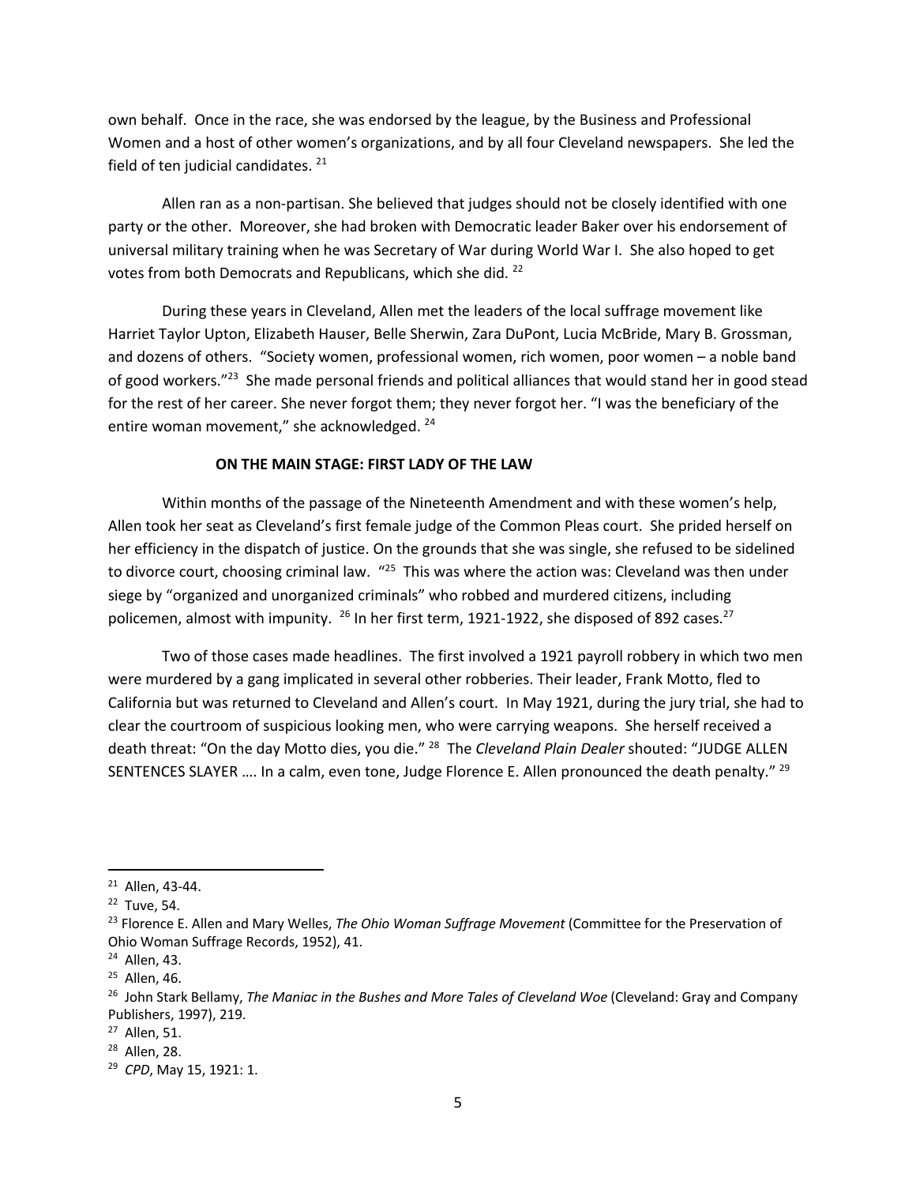own behalf. Once in the race, she was endorsed by the league, by the Business and Professional Women and a host of other women's organizations, and by all four Cleveland newspapers. She led the field of ten judicial candidates. [21]

Allen ran as a non-partisan. She believed that judges should not be closely identified with one party or the other. Moreover, she had broken with Democratic leader Baker over his endorsement of universal military training when he was Secretary of War during World War I. She also hoped to get votes from both Democrats and Republicans, which she did. [22]

During these years in Cleveland, Allen met the leaders of the local suffrage movement like Harriet Taylor Upton, Elizabeth Hauser, Belle Sherwin, Zara DuPont, Lucia McBride, Mary B. Grossman, and dozens of others. "Society women, professional women, rich women, poor women – a noble band of good workers."[23] She made personal friends and political alliances that would stand her in good stead for the rest of her career. She never forgot them; they never forgot her. "I was the beneficiary of the entire woman movement," she acknowledged. [24]

**ON THE MAIN STAGE: FIRST LADY OF THE LAW**

Within months of the passage of the Nineteenth Amendment and with these women's help, Allen took her seat as Cleveland's first female judge of the Common Pleas court. She prided herself on her efficiency in the dispatch of justice. On the grounds that she was single, she refused to be sidelined to divorce court, choosing criminal law. "[25] This was where the action was: Cleveland was then under siege by "organized and unorganized criminals" who robbed and murdered citizens, including policemen, almost with impunity. [26] In her first term, 1921-1922, she disposed of 892 cases.[27]

Two of those cases made headlines. The first involved a 1921 payroll robbery in which two men were murdered by a gang implicated in several other robberies. Their leader, Frank Motto, fled to California but was returned to Cleveland and Allen's court. In May 1921, during the jury trial, she had to clear the courtroom of suspicious looking men, who were carrying weapons. She herself received a death threat: "On the day Motto dies, you die." [28] The *Cleveland Plain Dealer* shouted: "JUDGE ALLEN SENTENCES SLAYER …. In a calm, even tone, Judge Florence E. Allen pronounced the death penalty." [29]

---

[21] Allen, 43-44.

[22] Tuve, 54.

[23] Florence E. Allen and Mary Welles, *The Ohio Woman Suffrage Movement* (Committee for the Preservation of Ohio Woman Suffrage Records, 1952), 41.

[24] Allen, 43.

[25] Allen, 46.

[26] John Stark Bellamy, *The Maniac in the Bushes and More Tales of Cleveland Woe* (Cleveland: Gray and Company Publishers, 1997), 219.

[27] Allen, 51.

[28] Allen, 28.

[29] *CPD*, May 15, 1921: 1.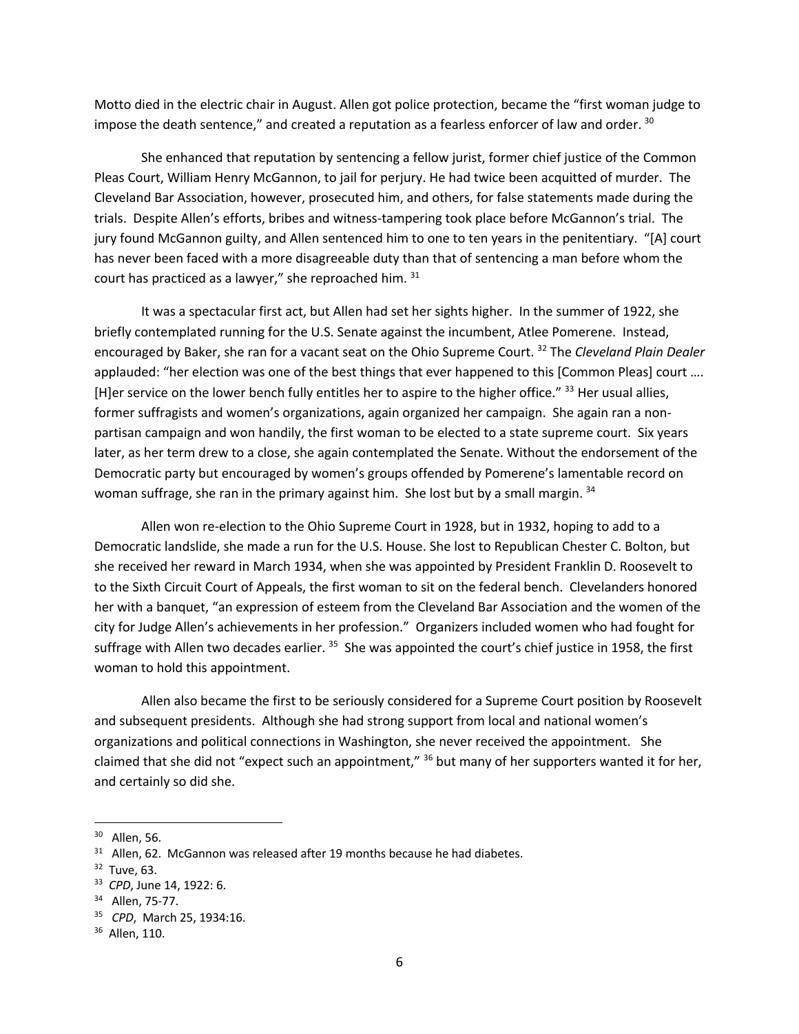Motto died in the electric chair in August. Allen got police protection, became the "first woman judge to impose the death sentence," and created a reputation as a fearless enforcer of law and order. [30]

She enhanced that reputation by sentencing a fellow jurist, former chief justice of the Common Pleas Court, William Henry McGannon, to jail for perjury. He had twice been acquitted of murder. The Cleveland Bar Association, however, prosecuted him, and others, for false statements made during the trials. Despite Allen's efforts, bribes and witness-tampering took place before McGannon's trial. The jury found McGannon guilty, and Allen sentenced him to one to ten years in the penitentiary. "[A] court has never been faced with a more disagreeable duty than that of sentencing a man before whom the court has practiced as a lawyer," she reproached him. [31]

It was a spectacular first act, but Allen had set her sights higher. In the summer of 1922, she briefly contemplated running for the U.S. Senate against the incumbent, Atlee Pomerene. Instead, encouraged by Baker, she ran for a vacant seat on the Ohio Supreme Court. [32] The *Cleveland Plain Dealer* applauded: "her election was one of the best things that ever happened to this [Common Pleas] court …. [H]er service on the lower bench fully entitles her to aspire to the higher office." [33] Her usual allies, former suffragists and women's organizations, again organized her campaign. She again ran a non-partisan campaign and won handily, the first woman to be elected to a state supreme court. Six years later, as her term drew to a close, she again contemplated the Senate. Without the endorsement of the Democratic party but encouraged by women's groups offended by Pomerene's lamentable record on woman suffrage, she ran in the primary against him. She lost but by a small margin. [34]

Allen won re-election to the Ohio Supreme Court in 1928, but in 1932, hoping to add to a Democratic landslide, she made a run for the U.S. House. She lost to Republican Chester C. Bolton, but she received her reward in March 1934, when she was appointed by President Franklin D. Roosevelt to to the Sixth Circuit Court of Appeals, the first woman to sit on the federal bench. Clevelanders honored her with a banquet, "an expression of esteem from the Cleveland Bar Association and the women of the city for Judge Allen's achievements in her profession." Organizers included women who had fought for suffrage with Allen two decades earlier. [35] She was appointed the court's chief justice in 1958, the first woman to hold this appointment.

Allen also became the first to be seriously considered for a Supreme Court position by Roosevelt and subsequent presidents. Although she had strong support from local and national women's organizations and political connections in Washington, she never received the appointment. She claimed that she did not "expect such an appointment," [36] but many of her supporters wanted it for her, and certainly so did she.

---

[30] Allen, 56.

[31] Allen, 62. McGannon was released after 19 months because he had diabetes.

[32] Tuve, 63.

[33] *CPD*, June 14, 1922: 6.

[34] Allen, 75-77.

[35] *CPD*, March 25, 1934:16.

[36] Allen, 110.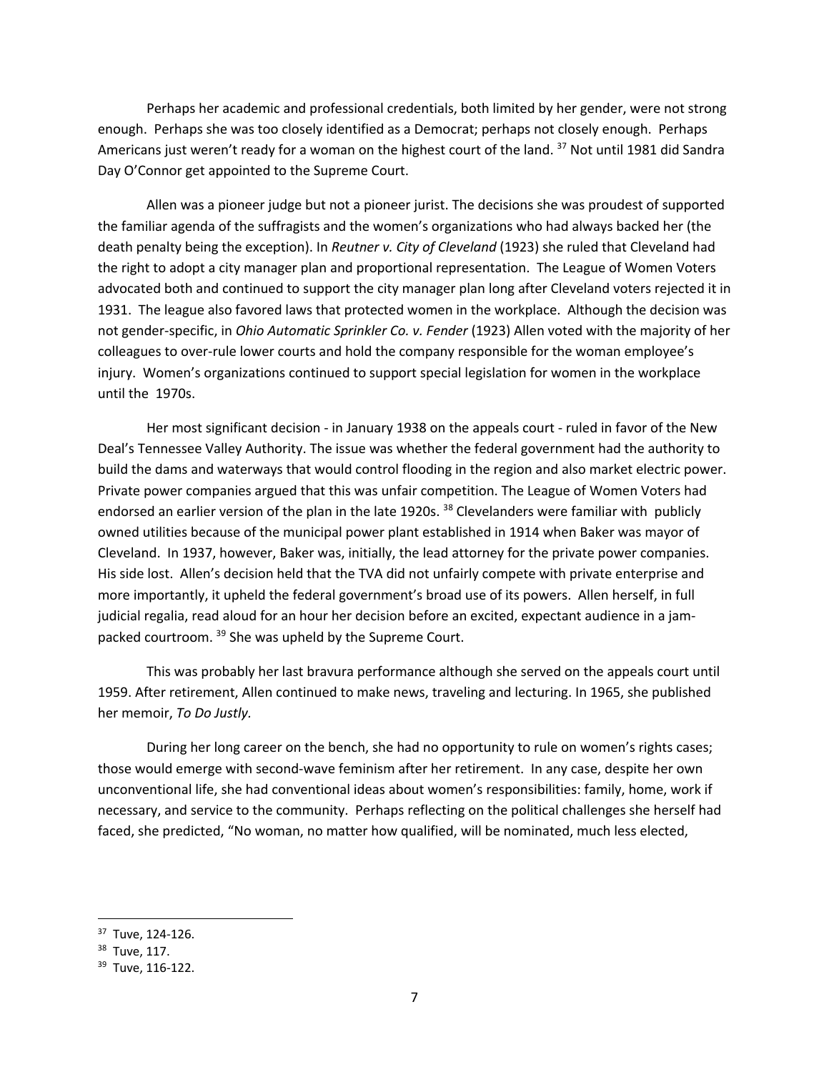Perhaps her academic and professional credentials, both limited by her gender, were not strong enough. Perhaps she was too closely identified as a Democrat; perhaps not closely enough. Perhaps Americans just weren't ready for a woman on the highest court of the land. [37] Not until 1981 did Sandra Day O'Connor get appointed to the Supreme Court.

Allen was a pioneer judge but not a pioneer jurist. The decisions she was proudest of supported the familiar agenda of the suffragists and the women's organizations who had always backed her (the death penalty being the exception). In *Reutner v. City of Cleveland* (1923) she ruled that Cleveland had the right to adopt a city manager plan and proportional representation. The League of Women Voters advocated both and continued to support the city manager plan long after Cleveland voters rejected it in 1931. The league also favored laws that protected women in the workplace. Although the decision was not gender-specific, in *Ohio Automatic Sprinkler Co. v. Fender* (1923) Allen voted with the majority of her colleagues to over-rule lower courts and hold the company responsible for the woman employee's injury. Women's organizations continued to support special legislation for women in the workplace until the 1970s.

Her most significant decision - in January 1938 on the appeals court - ruled in favor of the New Deal's Tennessee Valley Authority. The issue was whether the federal government had the authority to build the dams and waterways that would control flooding in the region and also market electric power. Private power companies argued that this was unfair competition. The League of Women Voters had endorsed an earlier version of the plan in the late 1920s. [38] Clevelanders were familiar with publicly owned utilities because of the municipal power plant established in 1914 when Baker was mayor of Cleveland. In 1937, however, Baker was, initially, the lead attorney for the private power companies. His side lost. Allen's decision held that the TVA did not unfairly compete with private enterprise and more importantly, it upheld the federal government's broad use of its powers. Allen herself, in full judicial regalia, read aloud for an hour her decision before an excited, expectant audience in a jam-packed courtroom. [39] She was upheld by the Supreme Court.

This was probably her last bravura performance although she served on the appeals court until 1959. After retirement, Allen continued to make news, traveling and lecturing. In 1965, she published her memoir, *To Do Justly.*

During her long career on the bench, she had no opportunity to rule on women's rights cases; those would emerge with second-wave feminism after her retirement. In any case, despite her own unconventional life, she had conventional ideas about women's responsibilities: family, home, work if necessary, and service to the community. Perhaps reflecting on the political challenges she herself had faced, she predicted, "No woman, no matter how qualified, will be nominated, much less elected,

---

[37] Tuve, 124-126.

[38] Tuve, 117.

[39] Tuve, 116-122.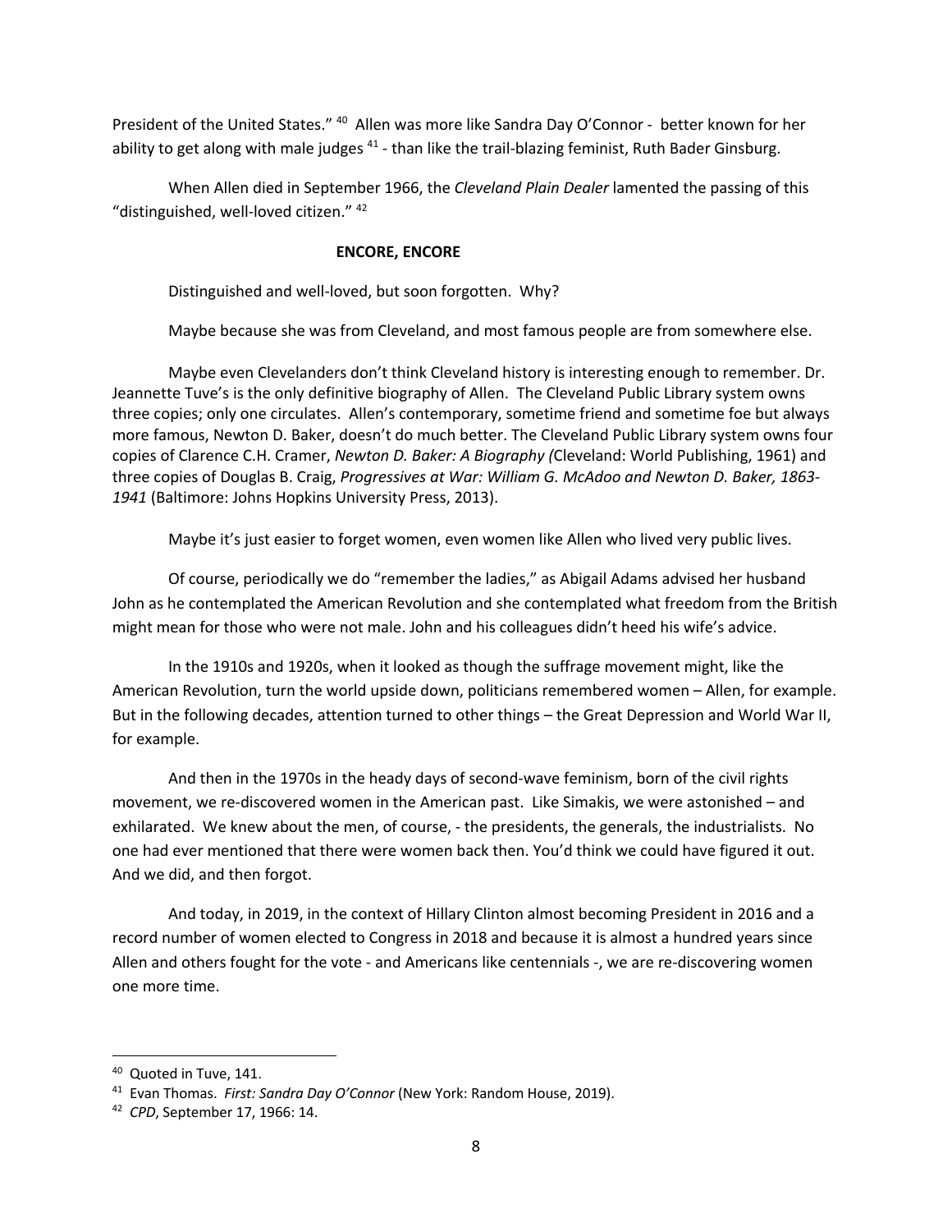President of the United States."[40] Allen was more like Sandra Day O'Connor - better known for her ability to get along with male judges[41] - than like the trail-blazing feminist, Ruth Bader Ginsburg.

When Allen died in September 1966, the *Cleveland Plain Dealer* lamented the passing of this "distinguished, well-loved citizen."[42]

**ENCORE, ENCORE**

Distinguished and well-loved, but soon forgotten. Why?

Maybe because she was from Cleveland, and most famous people are from somewhere else.

Maybe even Clevelanders don't think Cleveland history is interesting enough to remember. Dr. Jeannette Tuve's is the only definitive biography of Allen. The Cleveland Public Library system owns three copies; only one circulates. Allen's contemporary, sometime friend and sometime foe but always more famous, Newton D. Baker, doesn't do much better. The Cleveland Public Library system owns four copies of Clarence C.H. Cramer, *Newton D. Baker: A Biography (*Cleveland: World Publishing, 1961) and three copies of Douglas B. Craig, *Progressives at War: William G. McAdoo and Newton D. Baker, 1863-1941* (Baltimore: Johns Hopkins University Press, 2013).

Maybe it's just easier to forget women, even women like Allen who lived very public lives.

Of course, periodically we do "remember the ladies," as Abigail Adams advised her husband John as he contemplated the American Revolution and she contemplated what freedom from the British might mean for those who were not male. John and his colleagues didn't heed his wife's advice.

In the 1910s and 1920s, when it looked as though the suffrage movement might, like the American Revolution, turn the world upside down, politicians remembered women – Allen, for example. But in the following decades, attention turned to other things – the Great Depression and World War II, for example.

And then in the 1970s in the heady days of second-wave feminism, born of the civil rights movement, we re-discovered women in the American past. Like Simakis, we were astonished – and exhilarated. We knew about the men, of course, - the presidents, the generals, the industrialists. No one had ever mentioned that there were women back then. You'd think we could have figured it out. And we did, and then forgot.

And today, in 2019, in the context of Hillary Clinton almost becoming President in 2016 and a record number of women elected to Congress in 2018 and because it is almost a hundred years since Allen and others fought for the vote - and Americans like centennials -, we are re-discovering women one more time.

---

[40] Quoted in Tuve, 141.

[41] Evan Thomas. *First: Sandra Day O'Connor* (New York: Random House, 2019).

[42] *CPD*, September 17, 1966: 14.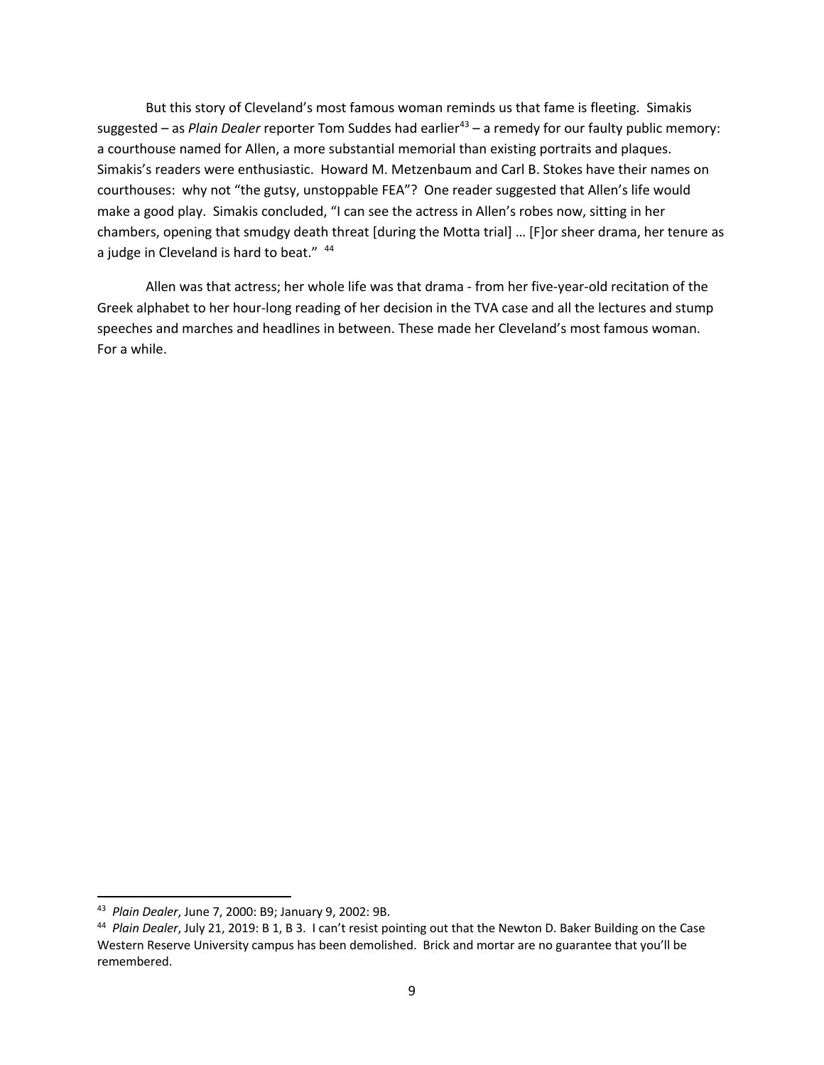But this story of Cleveland's most famous woman reminds us that fame is fleeting. Simakis suggested – as *Plain Dealer* reporter Tom Suddes had earlier[43] – a remedy for our faulty public memory: a courthouse named for Allen, a more substantial memorial than existing portraits and plaques. Simakis's readers were enthusiastic. Howard M. Metzenbaum and Carl B. Stokes have their names on courthouses: why not "the gutsy, unstoppable FEA"? One reader suggested that Allen's life would make a good play. Simakis concluded, "I can see the actress in Allen's robes now, sitting in her chambers, opening that smudgy death threat [during the Motta trial] … [F]or sheer drama, her tenure as a judge in Cleveland is hard to beat." [44]

Allen was that actress; her whole life was that drama - from her five-year-old recitation of the Greek alphabet to her hour-long reading of her decision in the TVA case and all the lectures and stump speeches and marches and headlines in between. These made her Cleveland's most famous woman. For a while.

---

[43] *Plain Dealer*, June 7, 2000: B9; January 9, 2002: 9B.

[44] *Plain Dealer*, July 21, 2019: B 1, B 3. I can't resist pointing out that the Newton D. Baker Building on the Case Western Reserve University campus has been demolished. Brick and mortar are no guarantee that you'll be remembered.